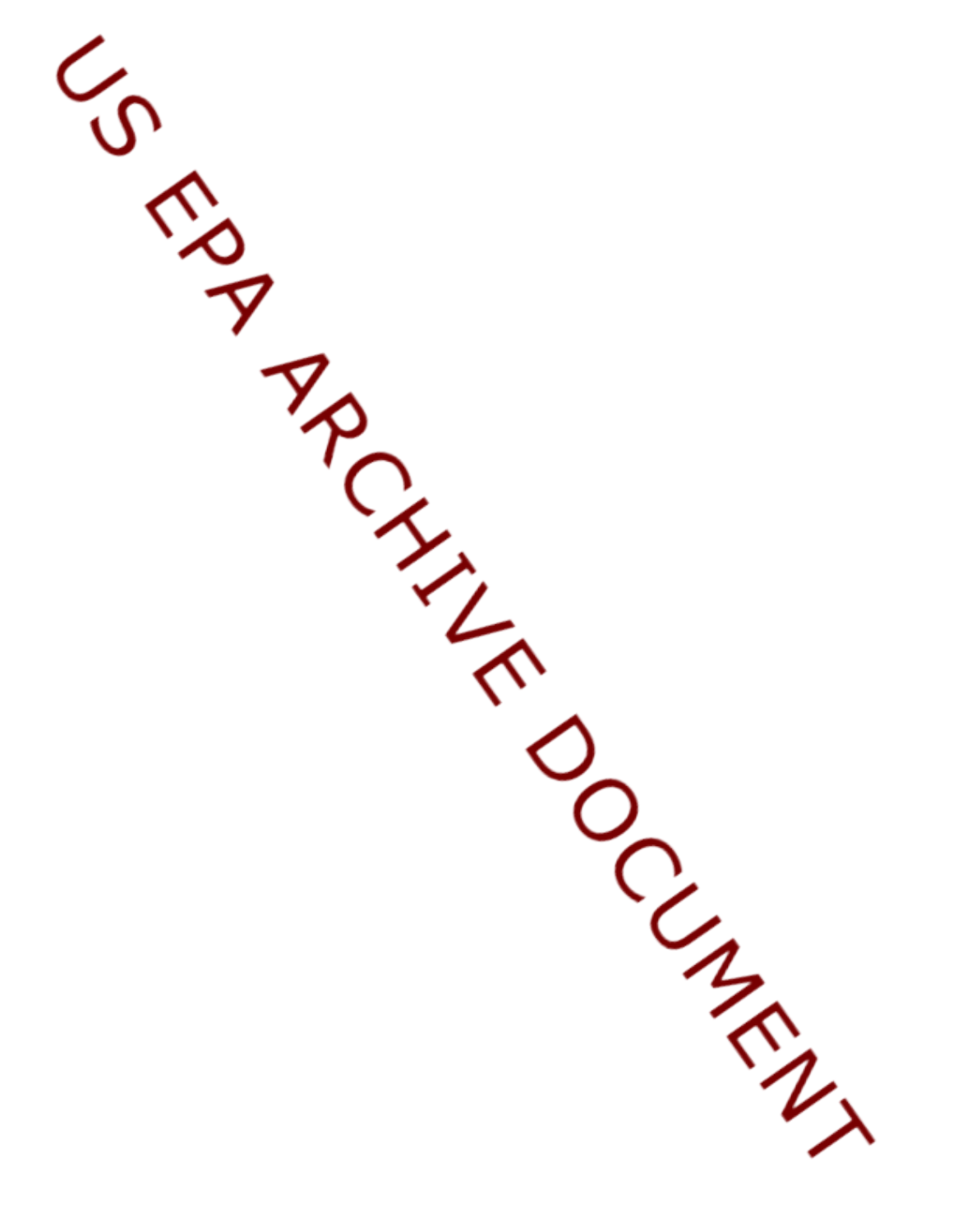US EPA ARCHIVE DOCUMENT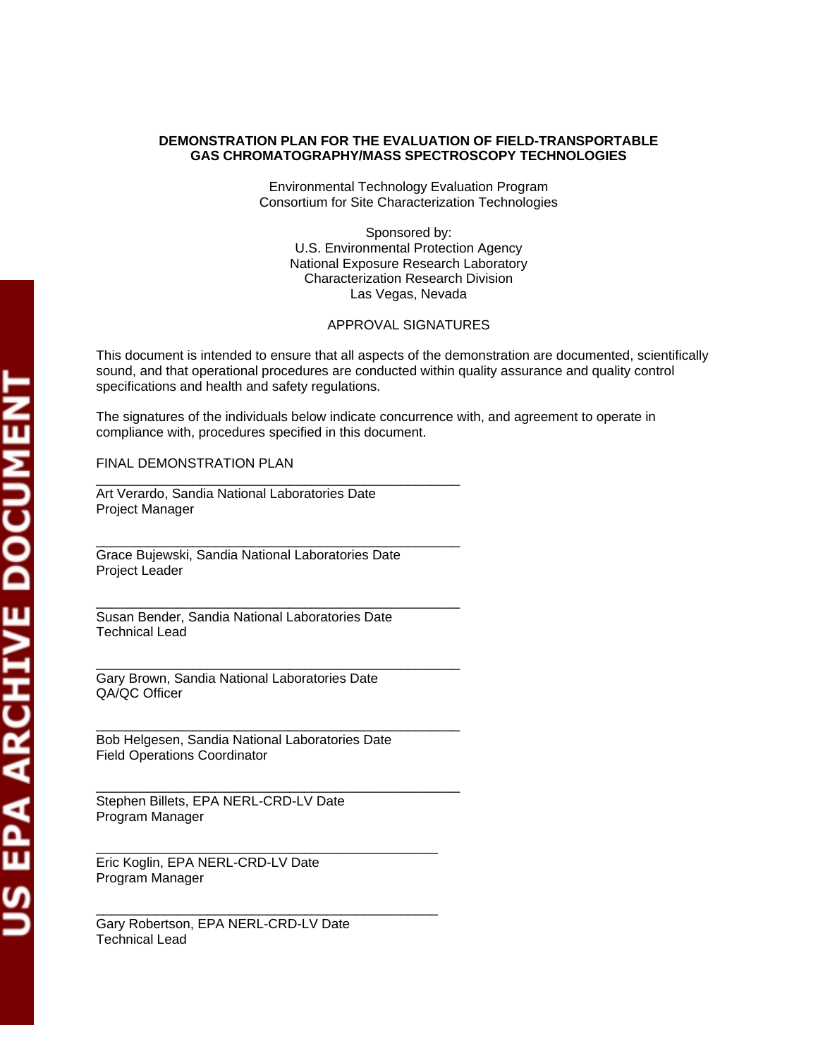**DEMONSTRATION PLAN FOR THE EVALUATION OF FIELD-TRANSPORTABLE GAS CHROMATOGRAPHY/MASS SPECTROSCOPY TECHNOLOGIES**

Environmental Technology Evaluation Program
Consortium for Site Characterization Technologies

Sponsored by:
U.S. Environmental Protection Agency
National Exposure Research Laboratory
Characterization Research Division
Las Vegas, Nevada

APPROVAL SIGNATURES

This document is intended to ensure that all aspects of the demonstration are documented, scientifically sound, and that operational procedures are conducted within quality assurance and quality control specifications and health and safety regulations.

The signatures of the individuals below indicate concurrence with, and agreement to operate in compliance with, procedures specified in this document.

FINAL DEMONSTRATION PLAN

______________________________________________
Art Verardo, Sandia National Laboratories Date
Project Manager

______________________________________________
Grace Bujewski, Sandia National Laboratories Date
Project Leader

______________________________________________
Susan Bender, Sandia National Laboratories Date
Technical Lead

______________________________________________
Gary Brown, Sandia National Laboratories Date
QA/QC Officer

______________________________________________
Bob Helgesen, Sandia National Laboratories Date
Field Operations Coordinator

______________________________________________
Stephen Billets, EPA NERL-CRD-LV Date
Program Manager

______________________________________________
Eric Koglin, EPA NERL-CRD-LV Date
Program Manager

______________________________________________
Gary Robertson, EPA NERL-CRD-LV Date
Technical Lead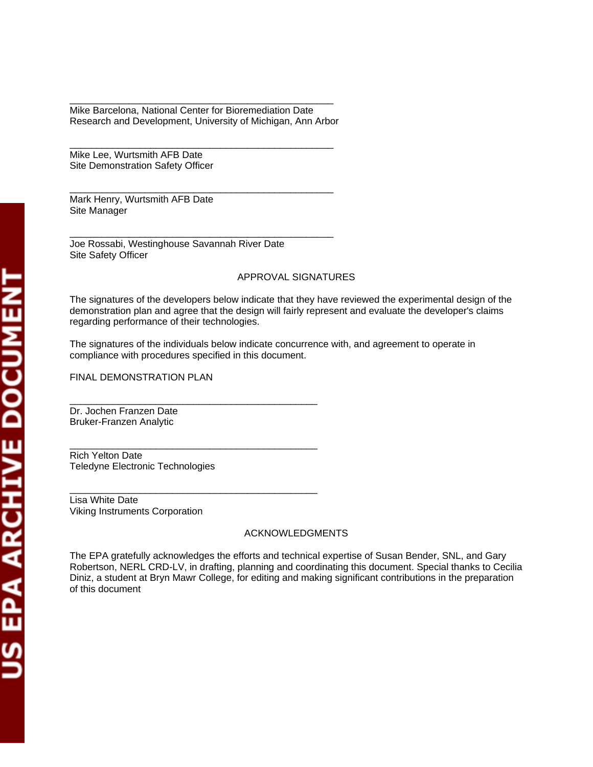\_\_\_\_\_\_\_\_\_\_\_\_\_\_\_\_\_\_\_\_\_\_\_\_\_\_\_\_\_\_\_\_\_\_\_\_\_\_\_\_\_\_\_\_\_\_\_\_

Mike Barcelona, National Center for Bioremediation Date
Research and Development, University of Michigan, Ann Arbor

\_\_\_\_\_\_\_\_\_\_\_\_\_\_\_\_\_\_\_\_\_\_\_\_\_\_\_\_\_\_\_\_\_\_\_\_\_\_\_\_\_\_\_\_\_\_\_\_

Mike Lee, Wurtsmith AFB Date
Site Demonstration Safety Officer

\_\_\_\_\_\_\_\_\_\_\_\_\_\_\_\_\_\_\_\_\_\_\_\_\_\_\_\_\_\_\_\_\_\_\_\_\_\_\_\_\_\_\_\_\_\_\_\_

Mark Henry, Wurtsmith AFB Date
Site Manager

\_\_\_\_\_\_\_\_\_\_\_\_\_\_\_\_\_\_\_\_\_\_\_\_\_\_\_\_\_\_\_\_\_\_\_\_\_\_\_\_\_\_\_\_\_\_\_\_

Joe Rossabi, Westinghouse Savannah River Date
Site Safety Officer

## APPROVAL SIGNATURES

The signatures of the developers below indicate that they have reviewed the experimental design of the demonstration plan and agree that the design will fairly represent and evaluate the developer's claims regarding performance of their technologies.

The signatures of the individuals below indicate concurrence with, and agreement to operate in compliance with procedures specified in this document.

FINAL DEMONSTRATION PLAN

\_\_\_\_\_\_\_\_\_\_\_\_\_\_\_\_\_\_\_\_\_\_\_\_\_\_\_\_\_\_\_\_\_\_\_\_\_\_\_\_\_\_\_\_\_\_\_\_

Dr. Jochen Franzen Date
Bruker-Franzen Analytic

\_\_\_\_\_\_\_\_\_\_\_\_\_\_\_\_\_\_\_\_\_\_\_\_\_\_\_\_\_\_\_\_\_\_\_\_\_\_\_\_\_\_\_\_\_\_\_\_

Rich Yelton Date
Teledyne Electronic Technologies

\_\_\_\_\_\_\_\_\_\_\_\_\_\_\_\_\_\_\_\_\_\_\_\_\_\_\_\_\_\_\_\_\_\_\_\_\_\_\_\_\_\_\_\_\_\_\_\_

Lisa White Date
Viking Instruments Corporation

## ACKNOWLEDGMENTS

The EPA gratefully acknowledges the efforts and technical expertise of Susan Bender, SNL, and Gary Robertson, NERL CRD-LV, in drafting, planning and coordinating this document. Special thanks to Cecilia Diniz, a student at Bryn Mawr College, for editing and making significant contributions in the preparation of this document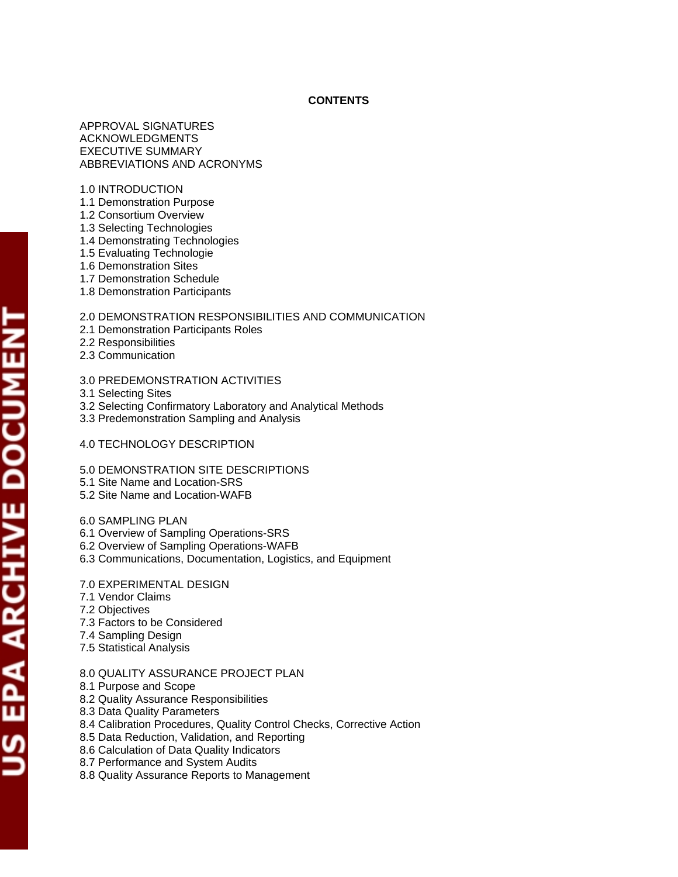## CONTENTS

APPROVAL SIGNATURES
ACKNOWLEDGMENTS
EXECUTIVE SUMMARY
ABBREVIATIONS AND ACRONYMS

1.0 INTRODUCTION
1.1 Demonstration Purpose
1.2 Consortium Overview
1.3 Selecting Technologies
1.4 Demonstrating Technologies
1.5 Evaluating Technologie
1.6 Demonstration Sites
1.7 Demonstration Schedule
1.8 Demonstration Participants

2.0 DEMONSTRATION RESPONSIBILITIES AND COMMUNICATION
2.1 Demonstration Participants Roles
2.2 Responsibilities
2.3 Communication

3.0 PREDEMONSTRATION ACTIVITIES
3.1 Selecting Sites
3.2 Selecting Confirmatory Laboratory and Analytical Methods
3.3 Predemonstration Sampling and Analysis

4.0 TECHNOLOGY DESCRIPTION

5.0 DEMONSTRATION SITE DESCRIPTIONS
5.1 Site Name and Location-SRS
5.2 Site Name and Location-WAFB

6.0 SAMPLING PLAN
6.1 Overview of Sampling Operations-SRS
6.2 Overview of Sampling Operations-WAFB
6.3 Communications, Documentation, Logistics, and Equipment

7.0 EXPERIMENTAL DESIGN
7.1 Vendor Claims
7.2 Objectives
7.3 Factors to be Considered
7.4 Sampling Design
7.5 Statistical Analysis

8.0 QUALITY ASSURANCE PROJECT PLAN
8.1 Purpose and Scope
8.2 Quality Assurance Responsibilities
8.3 Data Quality Parameters
8.4 Calibration Procedures, Quality Control Checks, Corrective Action
8.5 Data Reduction, Validation, and Reporting
8.6 Calculation of Data Quality Indicators
8.7 Performance and System Audits
8.8 Quality Assurance Reports to Management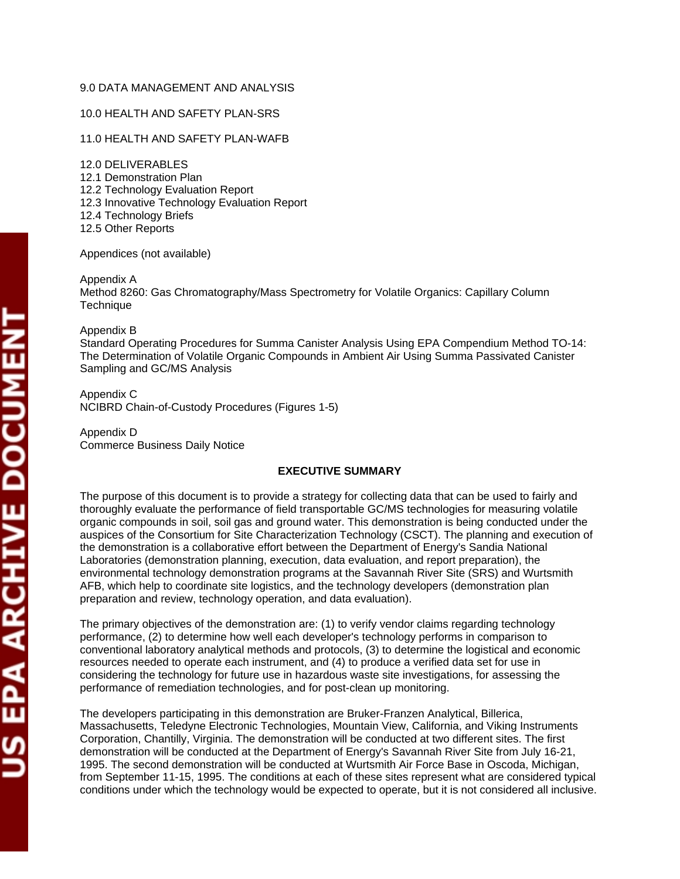9.0 DATA MANAGEMENT AND ANALYSIS

10.0 HEALTH AND SAFETY PLAN-SRS

11.0 HEALTH AND SAFETY PLAN-WAFB

12.0 DELIVERABLES
12.1 Demonstration Plan
12.2 Technology Evaluation Report
12.3 Innovative Technology Evaluation Report
12.4 Technology Briefs
12.5 Other Reports

Appendices (not available)

Appendix A
Method 8260: Gas Chromatography/Mass Spectrometry for Volatile Organics: Capillary Column Technique

Appendix B
Standard Operating Procedures for Summa Canister Analysis Using EPA Compendium Method TO-14: The Determination of Volatile Organic Compounds in Ambient Air Using Summa Passivated Canister Sampling and GC/MS Analysis

Appendix C
NCIBRD Chain-of-Custody Procedures (Figures 1-5)

Appendix D
Commerce Business Daily Notice

## EXECUTIVE SUMMARY

The purpose of this document is to provide a strategy for collecting data that can be used to fairly and thoroughly evaluate the performance of field transportable GC/MS technologies for measuring volatile organic compounds in soil, soil gas and ground water. This demonstration is being conducted under the auspices of the Consortium for Site Characterization Technology (CSCT). The planning and execution of the demonstration is a collaborative effort between the Department of Energy's Sandia National Laboratories (demonstration planning, execution, data evaluation, and report preparation), the environmental technology demonstration programs at the Savannah River Site (SRS) and Wurtsmith AFB, which help to coordinate site logistics, and the technology developers (demonstration plan preparation and review, technology operation, and data evaluation).

The primary objectives of the demonstration are: (1) to verify vendor claims regarding technology performance, (2) to determine how well each developer's technology performs in comparison to conventional laboratory analytical methods and protocols, (3) to determine the logistical and economic resources needed to operate each instrument, and (4) to produce a verified data set for use in considering the technology for future use in hazardous waste site investigations, for assessing the performance of remediation technologies, and for post-clean up monitoring.

The developers participating in this demonstration are Bruker-Franzen Analytical, Billerica, Massachusetts, Teledyne Electronic Technologies, Mountain View, California, and Viking Instruments Corporation, Chantilly, Virginia. The demonstration will be conducted at two different sites. The first demonstration will be conducted at the Department of Energy's Savannah River Site from July 16-21, 1995. The second demonstration will be conducted at Wurtsmith Air Force Base in Oscoda, Michigan, from September 11-15, 1995. The conditions at each of these sites represent what are considered typical conditions under which the technology would be expected to operate, but it is not considered all inclusive.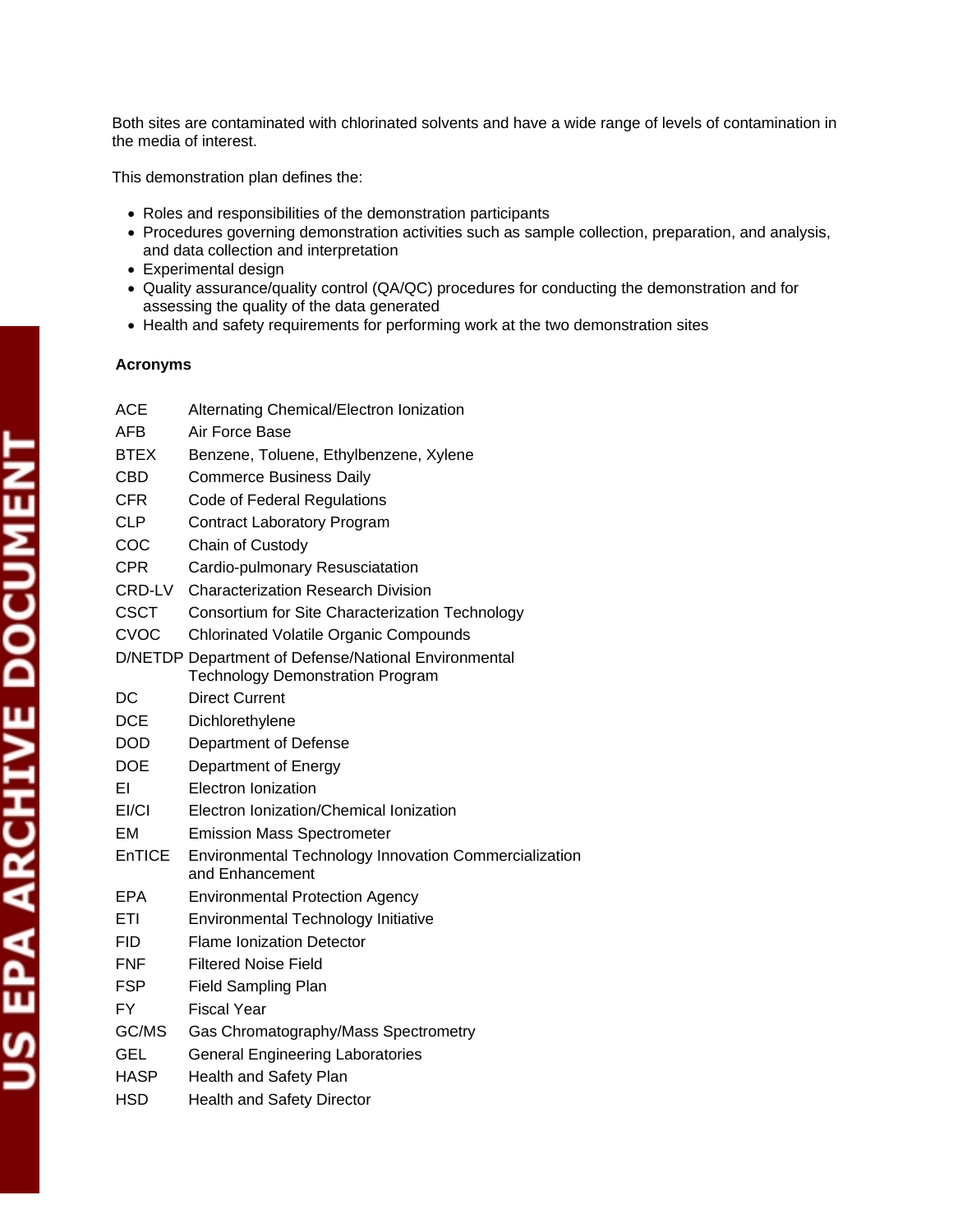Both sites are contaminated with chlorinated solvents and have a wide range of levels of contamination in the media of interest.

This demonstration plan defines the:

- Roles and responsibilities of the demonstration participants
- Procedures governing demonstration activities such as sample collection, preparation, and analysis, and data collection and interpretation
- Experimental design
- Quality assurance/quality control (QA/QC) procedures for conducting the demonstration and for assessing the quality of the data generated
- Health and safety requirements for performing work at the two demonstration sites

**Acronyms**

| | |
|---|---|
| ACE | Alternating Chemical/Electron Ionization |
| AFB | Air Force Base |
| BTEX | Benzene, Toluene, Ethylbenzene, Xylene |
| CBD | Commerce Business Daily |
| CFR | Code of Federal Regulations |
| CLP | Contract Laboratory Program |
| COC | Chain of Custody |
| CPR | Cardio-pulmonary Resusciatation |
| CRD-LV | Characterization Research Division |
| CSCT | Consortium for Site Characterization Technology |
| CVOC | Chlorinated Volatile Organic Compounds |
| D/NETDP | Department of Defense/National Environmental Technology Demonstration Program |
| DC | Direct Current |
| DCE | Dichlorethylene |
| DOD | Department of Defense |
| DOE | Department of Energy |
| EI | Electron Ionization |
| EI/CI | Electron Ionization/Chemical Ionization |
| EM | Emission Mass Spectrometer |
| EnTICE | Environmental Technology Innovation Commercialization and Enhancement |
| EPA | Environmental Protection Agency |
| ETI | Environmental Technology Initiative |
| FID | Flame Ionization Detector |
| FNF | Filtered Noise Field |
| FSP | Field Sampling Plan |
| FY | Fiscal Year |
| GC/MS | Gas Chromatography/Mass Spectrometry |
| GEL | General Engineering Laboratories |
| HASP | Health and Safety Plan |
| HSD | Health and Safety Director |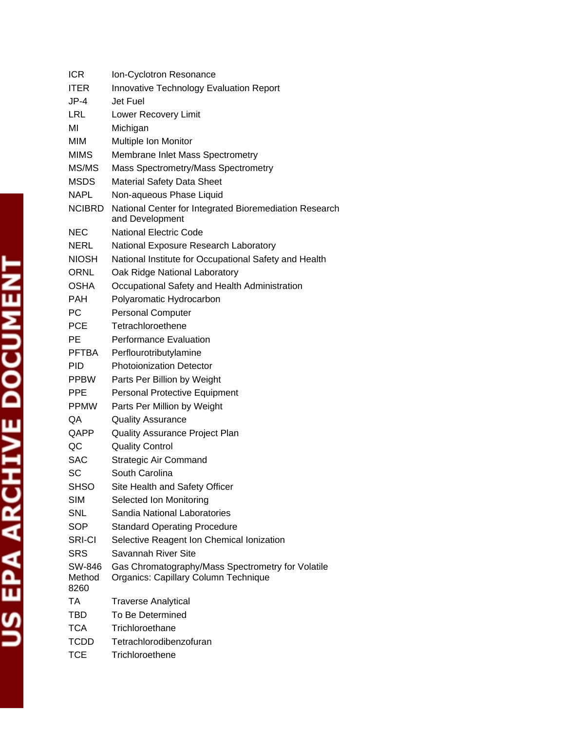| | |
|---|---|
| ICR | Ion-Cyclotron Resonance |
| ITER | Innovative Technology Evaluation Report |
| JP-4 | Jet Fuel |
| LRL | Lower Recovery Limit |
| MI | Michigan |
| MIM | Multiple Ion Monitor |
| MIMS | Membrane Inlet Mass Spectrometry |
| MS/MS | Mass Spectrometry/Mass Spectrometry |
| MSDS | Material Safety Data Sheet |
| NAPL | Non-aqueous Phase Liquid |
| NCIBRD | National Center for Integrated Bioremediation Research and Development |
| NEC | National Electric Code |
| NERL | National Exposure Research Laboratory |
| NIOSH | National Institute for Occupational Safety and Health |
| ORNL | Oak Ridge National Laboratory |
| OSHA | Occupational Safety and Health Administration |
| PAH | Polyaromatic Hydrocarbon |
| PC | Personal Computer |
| PCE | Tetrachloroethene |
| PE | Performance Evaluation |
| PFTBA | Perflourotributylamine |
| PID | Photoionization Detector |
| PPBW | Parts Per Billion by Weight |
| PPE | Personal Protective Equipment |
| PPMW | Parts Per Million by Weight |
| QA | Quality Assurance |
| QAPP | Quality Assurance Project Plan |
| QC | Quality Control |
| SAC | Strategic Air Command |
| SC | South Carolina |
| SHSO | Site Health and Safety Officer |
| SIM | Selected Ion Monitoring |
| SNL | Sandia National Laboratories |
| SOP | Standard Operating Procedure |
| SRI-CI | Selective Reagent Ion Chemical Ionization |
| SRS | Savannah River Site |
| SW-846 Method 8260 | Gas Chromatography/Mass Spectrometry for Volatile Organics: Capillary Column Technique |
| TA | Traverse Analytical |
| TBD | To Be Determined |
| TCA | Trichloroethane |
| TCDD | Tetrachlorodibenzofuran |
| TCE | Trichloroethene |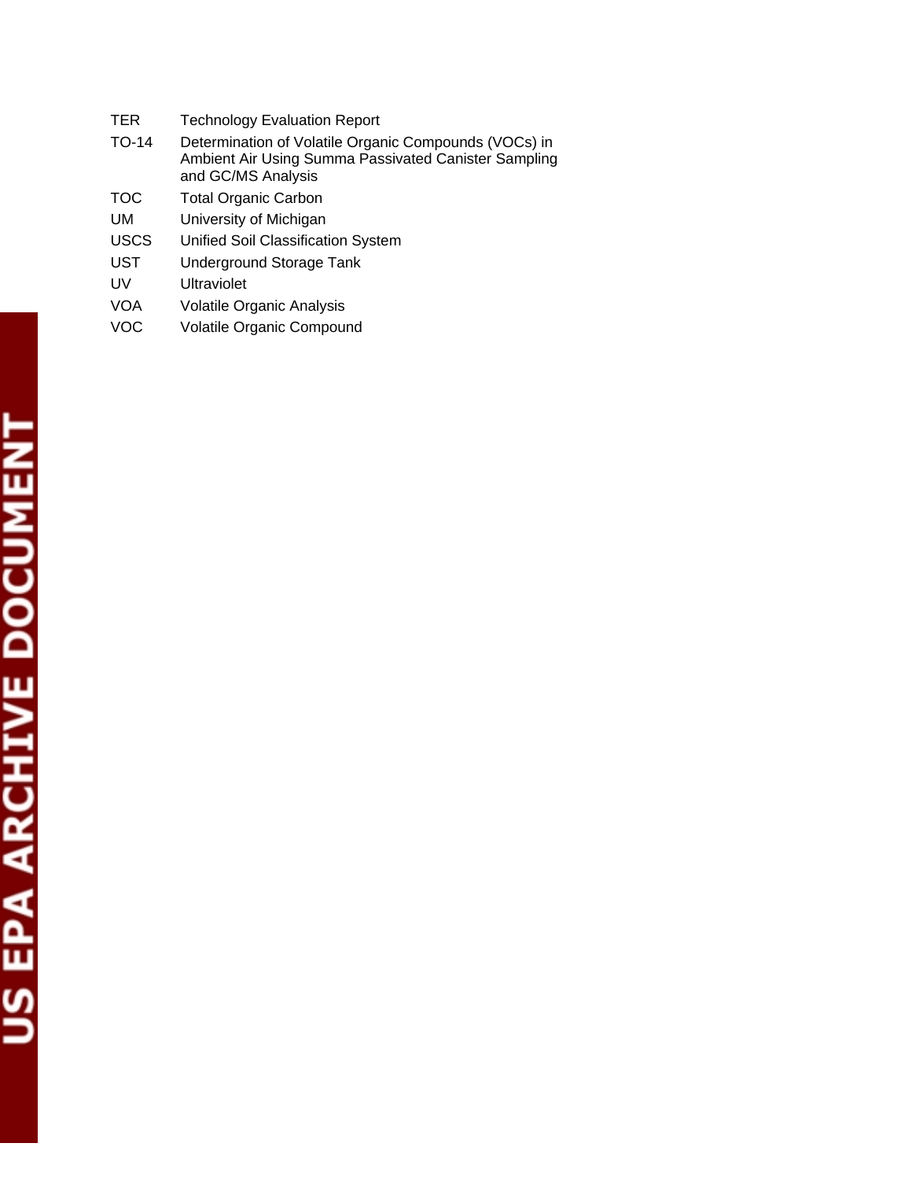| | |
|---|---|
| TER | Technology Evaluation Report |
| TO-14 | Determination of Volatile Organic Compounds (VOCs) in Ambient Air Using Summa Passivated Canister Sampling and GC/MS Analysis |
| TOC | Total Organic Carbon |
| UM | University of Michigan |
| USCS | Unified Soil Classification System |
| UST | Underground Storage Tank |
| UV | Ultraviolet |
| VOA | Volatile Organic Analysis |
| VOC | Volatile Organic Compound |